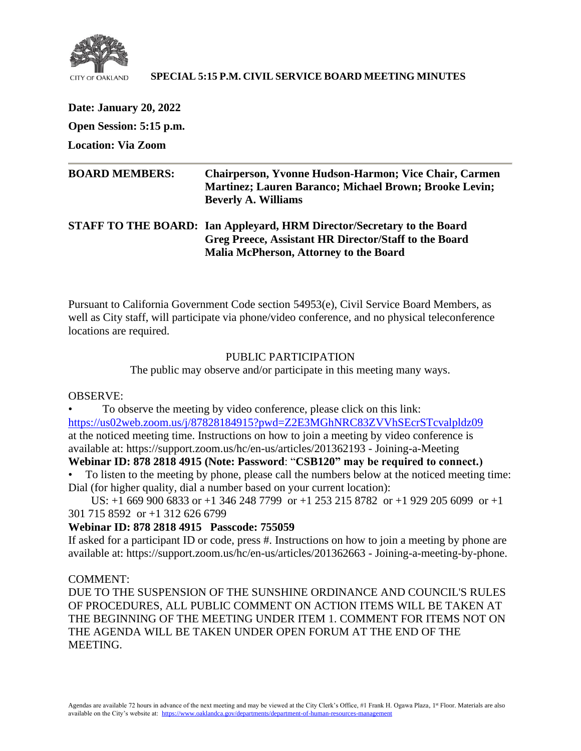CITY OF OAKLAND

# SPECIAL 5:15 P.M. CIVIL SERVICE BOARD MEETING MINUTES

**Date: January 20, 2022**

**Open Session: 5:15 p.m.**

**Location: Via Zoom**

---

**BOARD MEMBERS:** **Chairperson, Yvonne Hudson-Harmon; Vice Chair, Carmen Martinez; Lauren Baranco; Michael Brown; Brooke Levin; Beverly A. Williams**

**STAFF TO THE BOARD:** **Ian Appleyard, HRM Director/Secretary to the Board**
**Greg Preece, Assistant HR Director/Staff to the Board**
**Malia McPherson, Attorney to the Board**

Pursuant to California Government Code section 54953(e), Civil Service Board Members, as well as City staff, will participate via phone/video conference, and no physical teleconference locations are required.

PUBLIC PARTICIPATION

The public may observe and/or participate in this meeting many ways.

OBSERVE:

- To observe the meeting by video conference, please click on this link: https://us02web.zoom.us/j/87828184915?pwd=Z2E3MGhNRC83ZVVhSEcrSTcvalpldz09 at the noticed meeting time. Instructions on how to join a meeting by video conference is available at: https://support.zoom.us/hc/en-us/articles/201362193 - Joining-a-Meeting

**Webinar ID: 878 2818 4915 (Note: Password**: "**CSB120" may be required to connect.)**

- To listen to the meeting by phone, please call the numbers below at the noticed meeting time: Dial (for higher quality, dial a number based on your current location):

  US: +1 669 900 6833 or +1 346 248 7799 or +1 253 215 8782 or +1 929 205 6099 or +1 301 715 8592 or +1 312 626 6799

**Webinar ID: 878 2818 4915 Passcode: 755059**

If asked for a participant ID or code, press #. Instructions on how to join a meeting by phone are available at: https://support.zoom.us/hc/en-us/articles/201362663 - Joining-a-meeting-by-phone.

COMMENT:

DUE TO THE SUSPENSION OF THE SUNSHINE ORDINANCE AND COUNCIL'S RULES OF PROCEDURES, ALL PUBLIC COMMENT ON ACTION ITEMS WILL BE TAKEN AT THE BEGINNING OF THE MEETING UNDER ITEM 1. COMMENT FOR ITEMS NOT ON THE AGENDA WILL BE TAKEN UNDER OPEN FORUM AT THE END OF THE MEETING.

Agendas are available 72 hours in advance of the next meeting and may be viewed at the City Clerk's Office, #1 Frank H. Ogawa Plaza, 1st Floor. Materials are also available on the City's website at: https://www.oaklandca.gov/departments/department-of-human-resources-management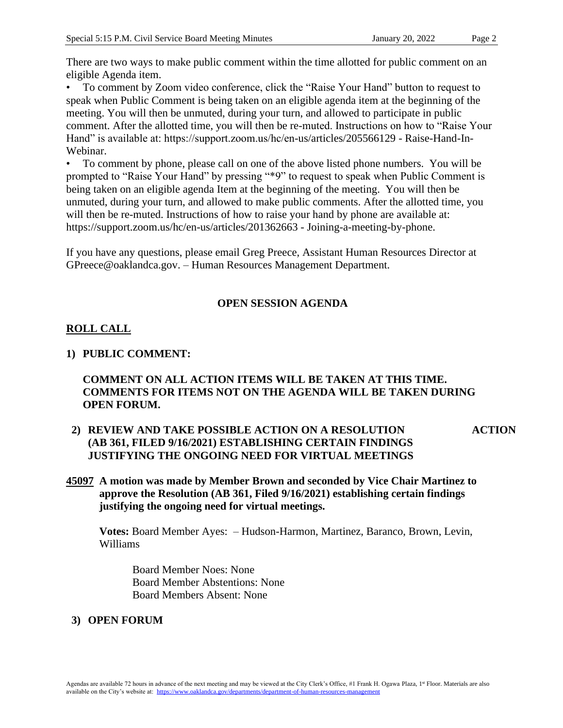There are two ways to make public comment within the time allotted for public comment on an eligible Agenda item.

- To comment by Zoom video conference, click the "Raise Your Hand" button to request to speak when Public Comment is being taken on an eligible agenda item at the beginning of the meeting. You will then be unmuted, during your turn, and allowed to participate in public comment. After the allotted time, you will then be re-muted. Instructions on how to "Raise Your Hand" is available at: https://support.zoom.us/hc/en-us/articles/205566129 - Raise-Hand-In-Webinar.
- To comment by phone, please call on one of the above listed phone numbers. You will be prompted to "Raise Your Hand" by pressing "*9" to request to speak when Public Comment is being taken on an eligible agenda Item at the beginning of the meeting. You will then be unmuted, during your turn, and allowed to make public comments. After the allotted time, you will then be re-muted. Instructions of how to raise your hand by phone are available at: https://support.zoom.us/hc/en-us/articles/201362663 - Joining-a-meeting-by-phone.

If you have any questions, please email Greg Preece, Assistant Human Resources Director at GPreece@oaklandca.gov. – Human Resources Management Department.

## OPEN SESSION AGENDA

**ROLL CALL**

**1) PUBLIC COMMENT:**

**COMMENT ON ALL ACTION ITEMS WILL BE TAKEN AT THIS TIME. COMMENTS FOR ITEMS NOT ON THE AGENDA WILL BE TAKEN DURING OPEN FORUM.**

**2) REVIEW AND TAKE POSSIBLE ACTION ON A RESOLUTION (AB 361, FILED 9/16/2021) ESTABLISHING CERTAIN FINDINGS JUSTIFYING THE ONGOING NEED FOR VIRTUAL MEETINGS** **ACTION**

**45097** **A motion was made by Member Brown and seconded by Vice Chair Martinez to approve the Resolution (AB 361, Filed 9/16/2021) establishing certain findings justifying the ongoing need for virtual meetings.**

**Votes:** Board Member Ayes: – Hudson-Harmon, Martinez, Baranco, Brown, Levin, Williams

Board Member Noes: None
Board Member Abstentions: None
Board Members Absent: None

**3) OPEN FORUM**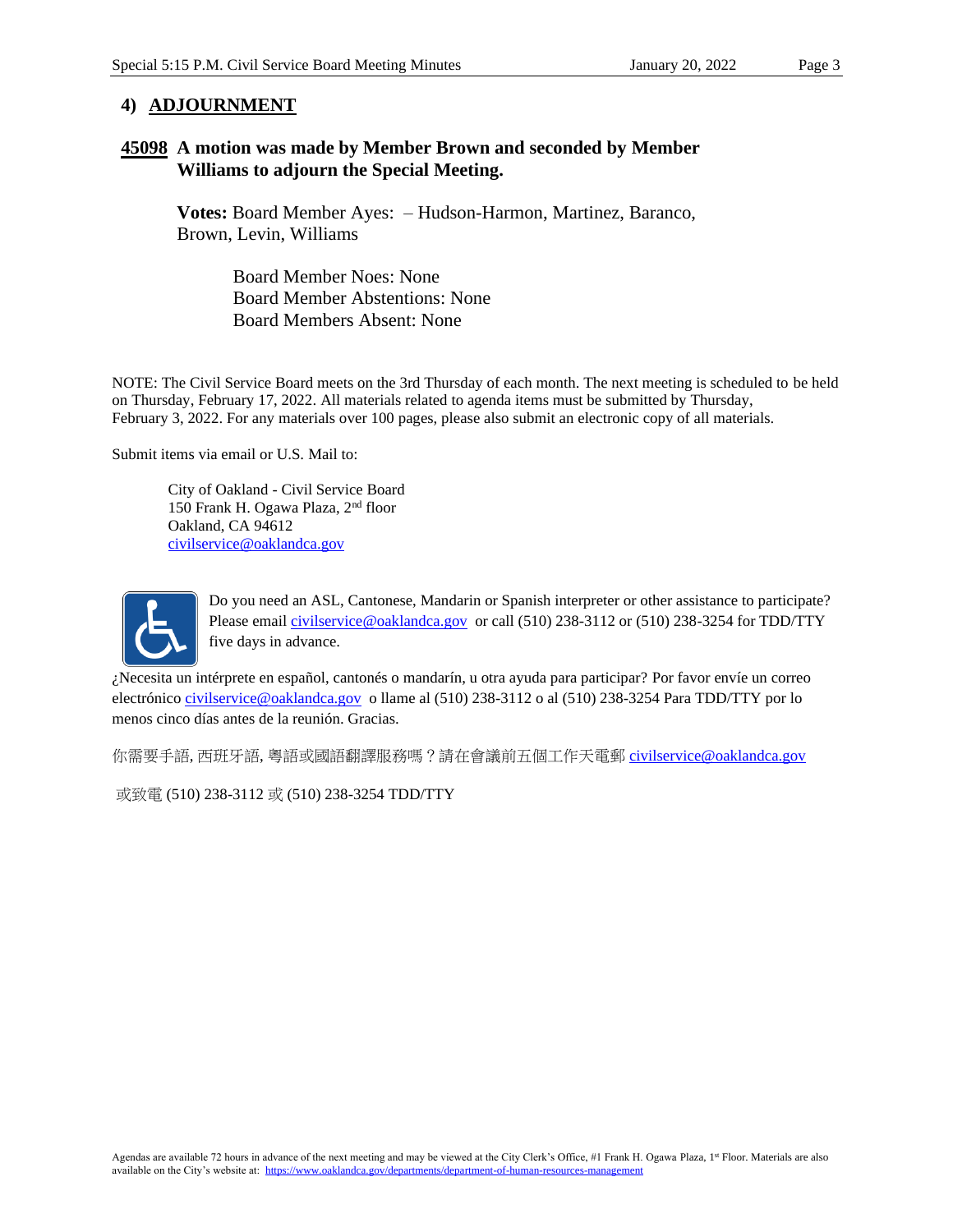## 4) ADJOURNMENT

**45098 A motion was made by Member Brown and seconded by Member Williams to adjourn the Special Meeting.**

**Votes:** Board Member Ayes: – Hudson-Harmon, Martinez, Baranco, Brown, Levin, Williams

Board Member Noes: None
Board Member Abstentions: None
Board Members Absent: None

NOTE: The Civil Service Board meets on the 3rd Thursday of each month. The next meeting is scheduled to be held on Thursday, February 17, 2022. All materials related to agenda items must be submitted by Thursday, February 3, 2022. For any materials over 100 pages, please also submit an electronic copy of all materials.

Submit items via email or U.S. Mail to:

City of Oakland - Civil Service Board
150 Frank H. Ogawa Plaza, 2nd floor
Oakland, CA 94612
civilservice@oaklandca.gov

Do you need an ASL, Cantonese, Mandarin or Spanish interpreter or other assistance to participate? Please email civilservice@oaklandca.gov or call (510) 238-3112 or (510) 238-3254 for TDD/TTY five days in advance.

¿Necesita un intérprete en español, cantonés o mandarín, u otra ayuda para participar? Por favor envíe un correo electrónico civilservice@oaklandca.gov o llame al (510) 238-3112 o al (510) 238-3254 Para TDD/TTY por lo menos cinco días antes de la reunión. Gracias.

你需要手語, 西班牙語, 粵語或國語翻譯服務嗎？請在會議前五個工作天電郵 civilservice@oaklandca.gov

或致電 (510) 238-3112 或 (510) 238-3254 TDD/TTY

Agendas are available 72 hours in advance of the next meeting and may be viewed at the City Clerk's Office, #1 Frank H. Ogawa Plaza, 1st Floor. Materials are also available on the City's website at: https://www.oaklandca.gov/departments/department-of-human-resources-management